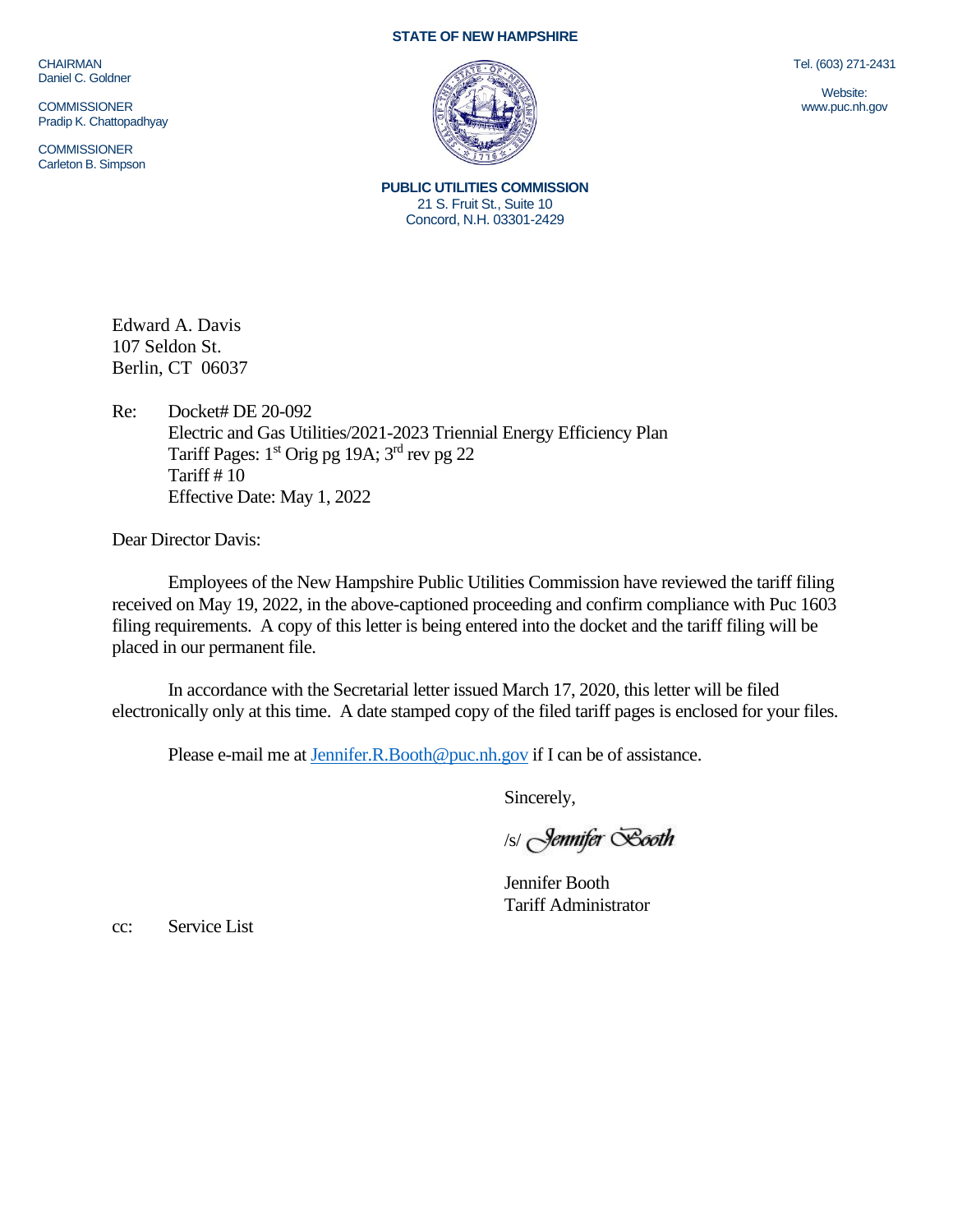CHAIRMAN
Daniel C. Goldner

COMMISSIONER
Pradip K. Chattopadhyay

COMMISSIONER
Carleton B. Simpson

**STATE OF NEW HAMPSHIRE**

Tel. (603) 271-2431

Website:
www.puc.nh.gov

**PUBLIC UTILITIES COMMISSION**
21 S. Fruit St., Suite 10
Concord, N.H. 03301-2429

Edward A. Davis
107 Seldon St.
Berlin, CT 06037

Re: Docket# DE 20-092
Electric and Gas Utilities/2021-2023 Triennial Energy Efficiency Plan
Tariff Pages: 1st Orig pg 19A; 3rd rev pg 22
Tariff # 10
Effective Date: May 1, 2022

Dear Director Davis:

Employees of the New Hampshire Public Utilities Commission have reviewed the tariff filing received on May 19, 2022, in the above-captioned proceeding and confirm compliance with Puc 1603 filing requirements. A copy of this letter is being entered into the docket and the tariff filing will be placed in our permanent file.

In accordance with the Secretarial letter issued March 17, 2020, this letter will be filed electronically only at this time. A date stamped copy of the filed tariff pages is enclosed for your files.

Please e-mail me at Jennifer.R.Booth@puc.nh.gov if I can be of assistance.

Sincerely,

/s/ Jennifer Booth

Jennifer Booth
Tariff Administrator

cc: Service List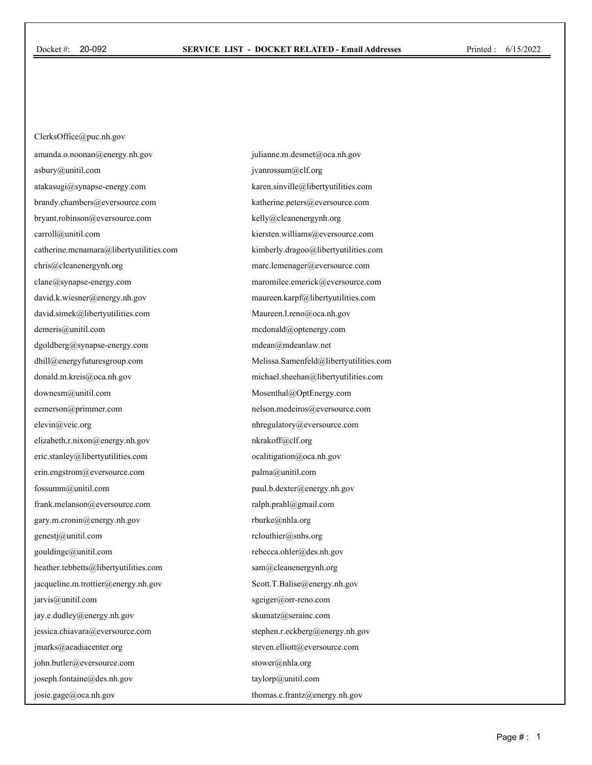Docket #: 20-092 **SERVICE LIST - DOCKET RELATED - Email Addresses** Printed : 6/15/2022

ClerksOffice@puc.nh.gov

amanda.o.noonan@energy.nh.gov
asbury@unitil.com
atakasugi@synapse-energy.com
brandy.chambers@eversource.com
bryant.robinson@eversource.com
carroll@unitil.com
catherine.mcnamara@libertyutilities.com
chris@cleanenergynh.org
clane@synapse-energy.com
david.k.wiesner@energy.nh.gov
david.simek@libertyutilities.com
demeris@unitil.com
dgoldberg@synapse-energy.com
dhill@energyfuturesgroup.com
donald.m.kreis@oca.nh.gov
downesm@unitil.com
eemerson@primmer.com
elevin@veic.org
elizabeth.r.nixon@energy.nh.gov
eric.stanley@libertyutilities.com
erin.engstrom@eversource.com
fossumm@unitil.com
frank.melanson@eversource.com
gary.m.cronin@energy.nh.gov
genestj@unitil.com
gouldingc@unitil.com
heather.tebbetts@libertyutilities.com
jacqueline.m.trottier@energy.nh.gov
jarvis@unitil.com
jay.e.dudley@energy.nh.gov
jessica.chiavara@eversource.com
jmarks@acadiacenter.org
john.butler@eversource.com
joseph.fontaine@des.nh.gov
josie.gage@oca.nh.gov
julianne.m.desmet@oca.nh.gov
jvanrossum@clf.org
karen.sinville@libertyutilities.com
katherine.peters@eversource.com
kelly@cleanenergynh.org
kiersten.williams@eversource.com
kimberly.dragoo@libertyutilities.com
marc.lemenager@eversource.com
maromilee.emerick@eversource.com
maureen.karpf@libertyutilities.com
Maureen.l.reno@oca.nh.gov
mcdonald@optenergy.com
mdean@mdeanlaw.net
Melissa.Samenfeld@libertyutilities.com
michael.sheehan@libertyutilities.com
Mosenthal@OptEnergy.com
nelson.medeiros@eversource.com
nhregulatory@eversource.com
nkrakoff@clf.org
ocalitigation@oca.nh.gov
palma@unitil.com
paul.b.dexter@energy.nh.gov
ralph.prahl@gmail.com
rburke@nhla.org
rclouthier@snhs.org
rebecca.ohler@des.nh.gov
sam@cleanenergynh.org
Scott.T.Balise@energy.nh.gov
sgeiger@orr-reno.com
skumatz@serainc.com
stephen.r.eckberg@energy.nh.gov
steven.elliott@eversource.com
stower@nhla.org
taylorp@unitil.com
thomas.c.frantz@energy.nh.gov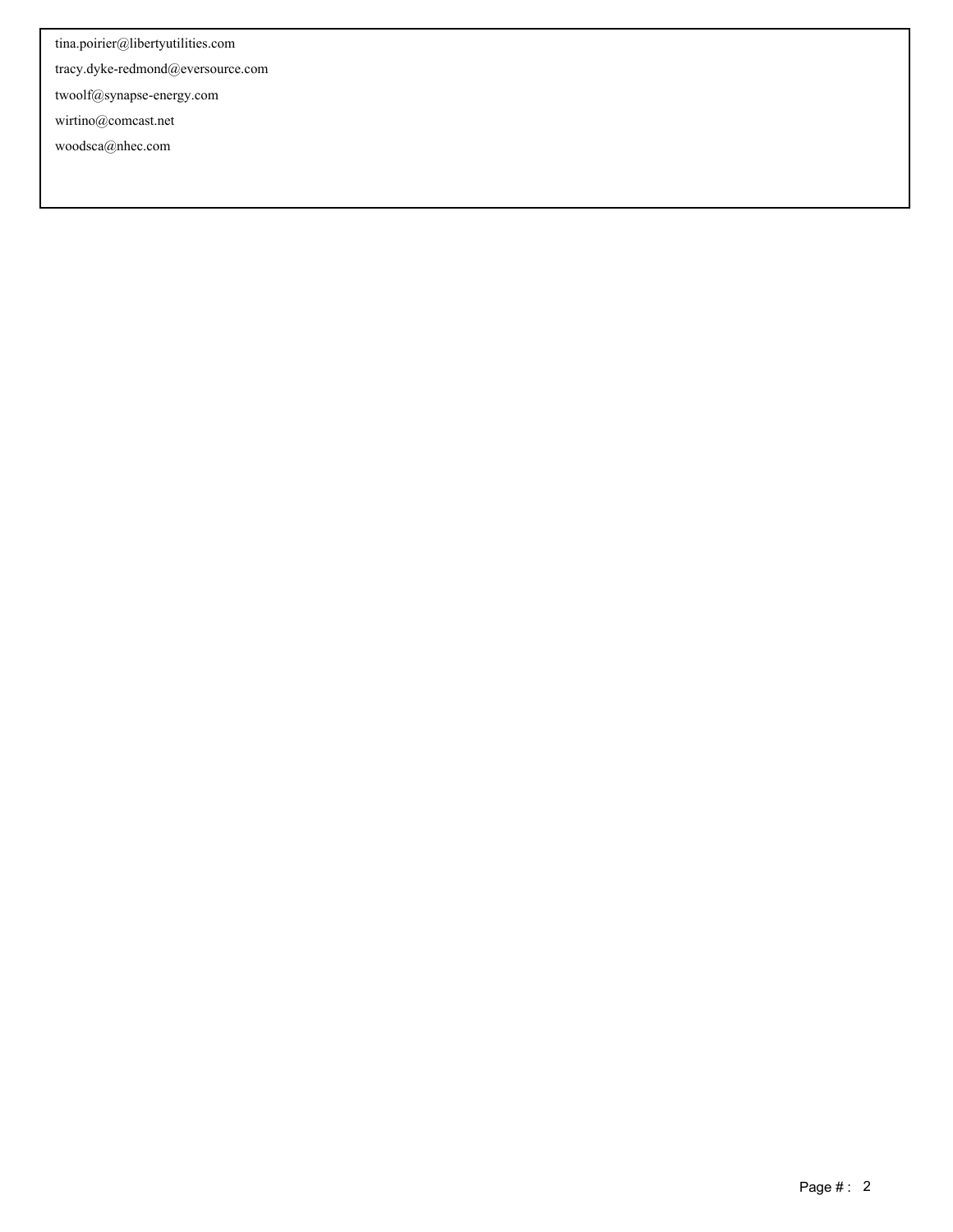tina.poirier@libertyutilities.com

tracy.dyke-redmond@eversource.com

twoolf@synapse-energy.com

wirtino@comcast.net

woodsca@nhec.com